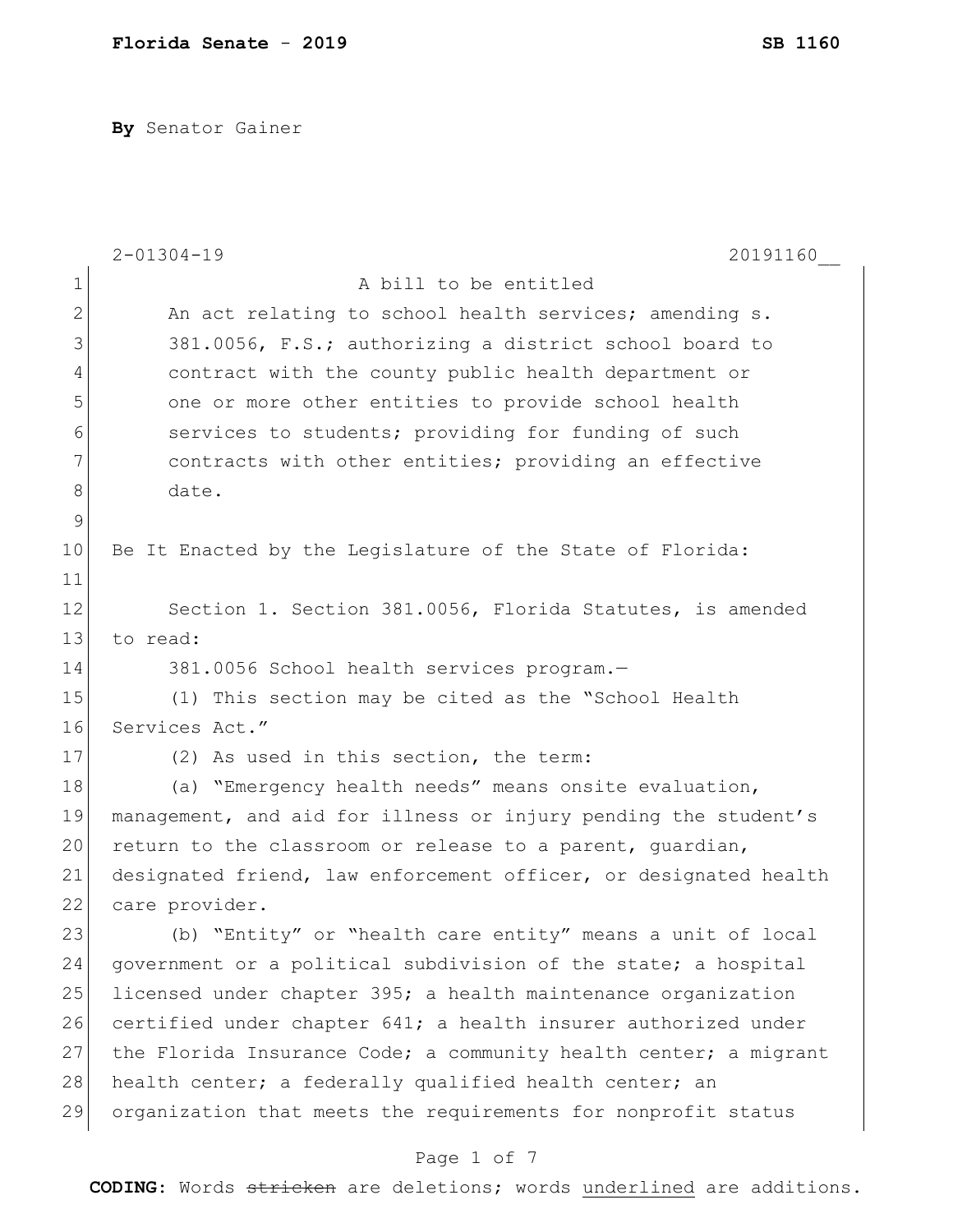**Florida Senate - 2019** **SB 1160**

**By** Senator Gainer

2-01304-19 20191160__

A bill to be entitled

An act relating to school health services; amending s. 381.0056, F.S.; authorizing a district school board to contract with the county public health department or one or more other entities to provide school health services to students; providing for funding of such contracts with other entities; providing an effective date.

Be It Enacted by the Legislature of the State of Florida:

Section 1. Section 381.0056, Florida Statutes, is amended to read:

381.0056 School health services program.—

(1) This section may be cited as the "School Health Services Act."

(2) As used in this section, the term:

(a) "Emergency health needs" means onsite evaluation, management, and aid for illness or injury pending the student's return to the classroom or release to a parent, guardian, designated friend, law enforcement officer, or designated health care provider.

(b) "Entity" or "health care entity" means a unit of local government or a political subdivision of the state; a hospital licensed under chapter 395; a health maintenance organization certified under chapter 641; a health insurer authorized under the Florida Insurance Code; a community health center; a migrant health center; a federally qualified health center; an organization that meets the requirements for nonprofit status

**CODING:** Words ~~stricken~~ are deletions; words underlined are additions.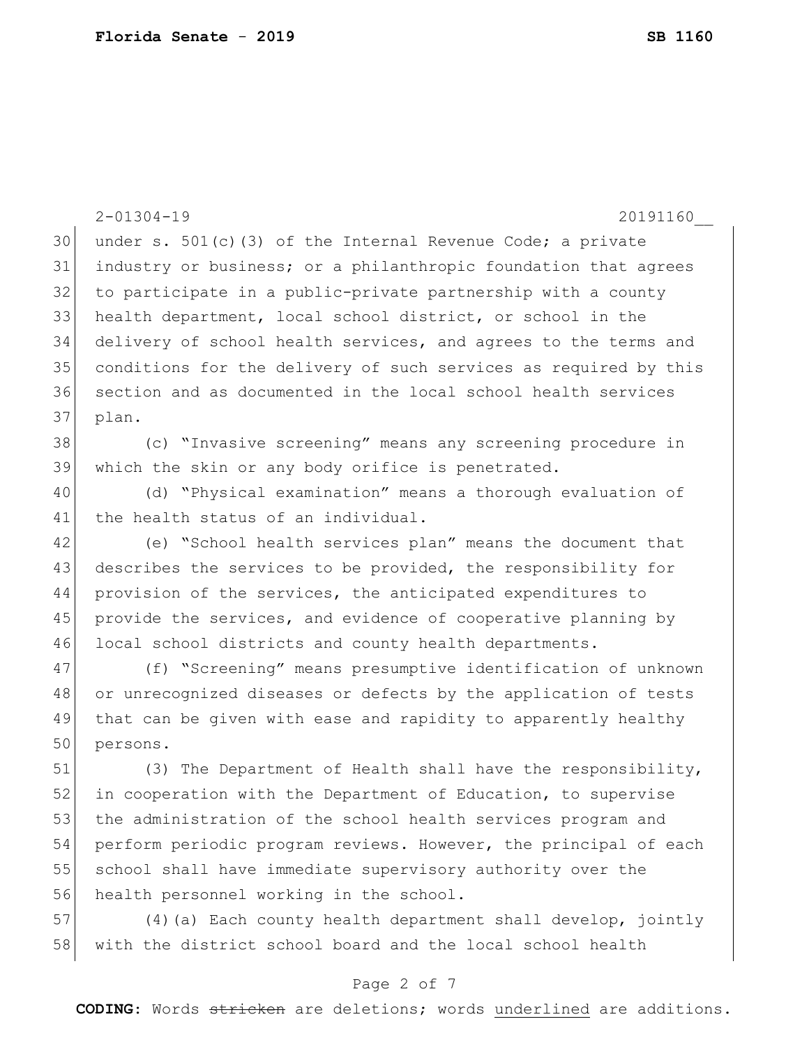under s. 501(c)(3) of the Internal Revenue Code; a private industry or business; or a philanthropic foundation that agrees to participate in a public-private partnership with a county health department, local school district, or school in the delivery of school health services, and agrees to the terms and conditions for the delivery of such services as required by this section and as documented in the local school health services plan.

(c) "Invasive screening" means any screening procedure in which the skin or any body orifice is penetrated.

(d) "Physical examination" means a thorough evaluation of the health status of an individual.

(e) "School health services plan" means the document that describes the services to be provided, the responsibility for provision of the services, the anticipated expenditures to provide the services, and evidence of cooperative planning by local school districts and county health departments.

(f) "Screening" means presumptive identification of unknown or unrecognized diseases or defects by the application of tests that can be given with ease and rapidity to apparently healthy persons.

(3) The Department of Health shall have the responsibility, in cooperation with the Department of Education, to supervise the administration of the school health services program and perform periodic program reviews. However, the principal of each school shall have immediate supervisory authority over the health personnel working in the school.

(4)(a) Each county health department shall develop, jointly with the district school board and the local school health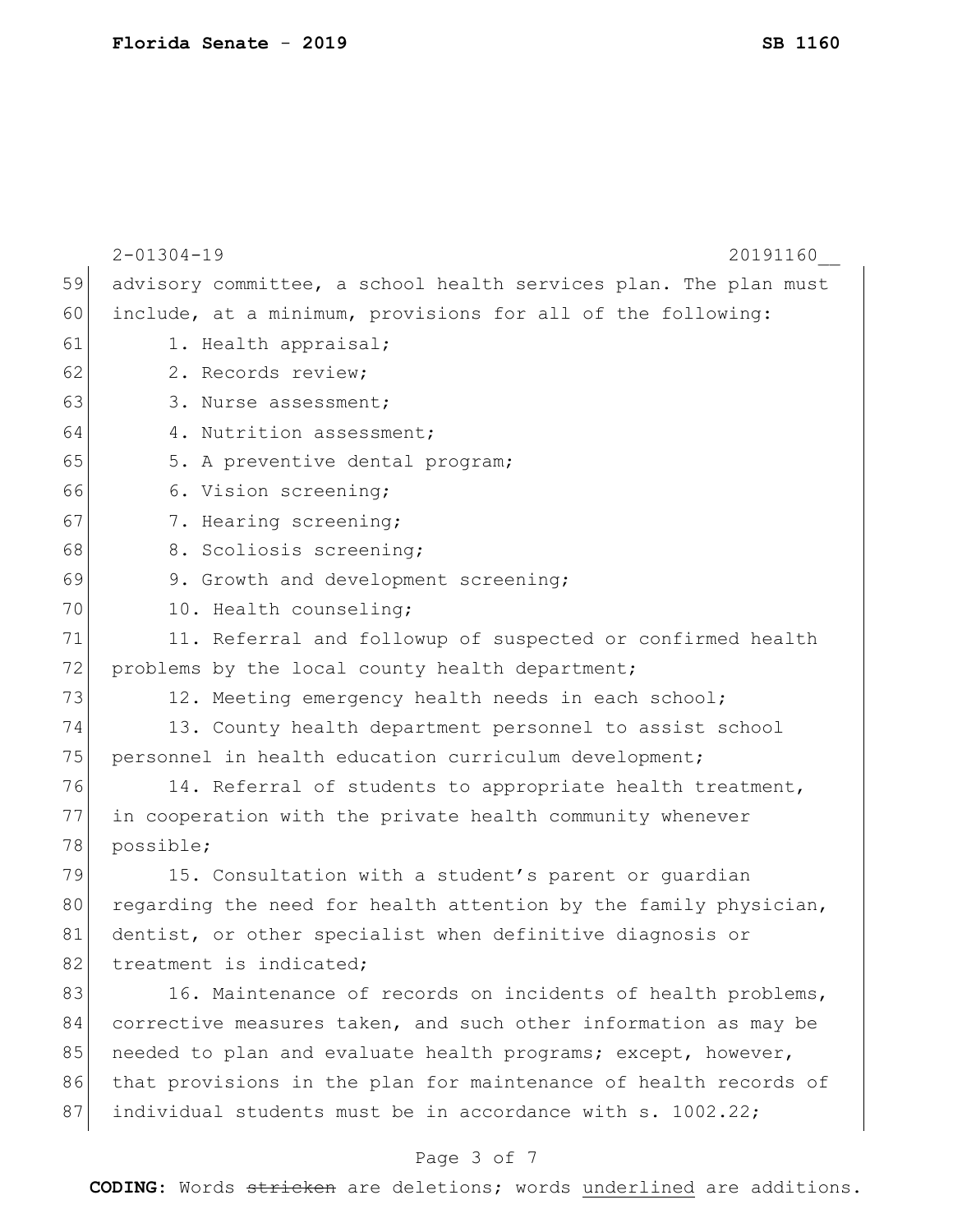advisory committee, a school health services plan. The plan must include, at a minimum, provisions for all of the following:

1. Health appraisal;
2. Records review;
3. Nurse assessment;
4. Nutrition assessment;
5. A preventive dental program;
6. Vision screening;
7. Hearing screening;
8. Scoliosis screening;
9. Growth and development screening;
10. Health counseling;
11. Referral and followup of suspected or confirmed health problems by the local county health department;
12. Meeting emergency health needs in each school;
13. County health department personnel to assist school personnel in health education curriculum development;
14. Referral of students to appropriate health treatment, in cooperation with the private health community whenever possible;
15. Consultation with a student's parent or guardian regarding the need for health attention by the family physician, dentist, or other specialist when definitive diagnosis or treatment is indicated;
16. Maintenance of records on incidents of health problems, corrective measures taken, and such other information as may be needed to plan and evaluate health programs; except, however, that provisions in the plan for maintenance of health records of individual students must be in accordance with s. 1002.22;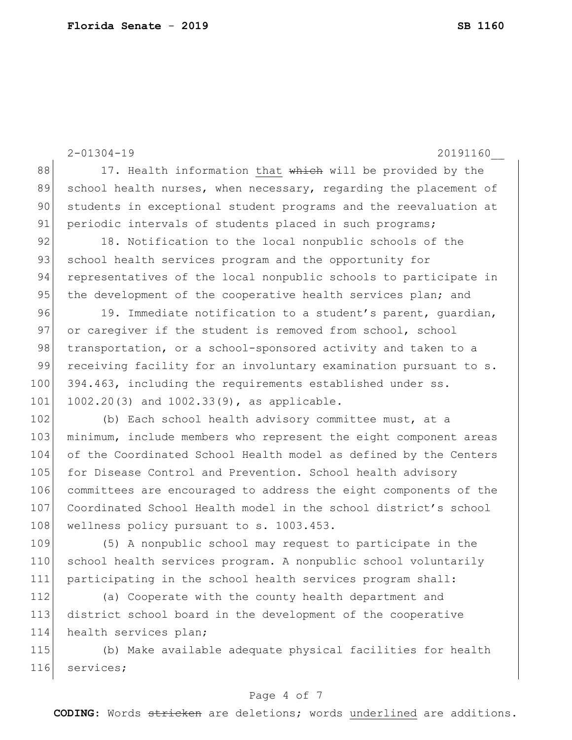2-01304-19 20191160__

17. Health information <u>that</u> ~~which~~ will be provided by the school health nurses, when necessary, regarding the placement of students in exceptional student programs and the reevaluation at periodic intervals of students placed in such programs;

18. Notification to the local nonpublic schools of the school health services program and the opportunity for representatives of the local nonpublic schools to participate in the development of the cooperative health services plan; and

19. Immediate notification to a student's parent, guardian, or caregiver if the student is removed from school, school transportation, or a school-sponsored activity and taken to a receiving facility for an involuntary examination pursuant to s. 394.463, including the requirements established under ss. 1002.20(3) and 1002.33(9), as applicable.

(b) Each school health advisory committee must, at a minimum, include members who represent the eight component areas of the Coordinated School Health model as defined by the Centers for Disease Control and Prevention. School health advisory committees are encouraged to address the eight components of the Coordinated School Health model in the school district's school wellness policy pursuant to s. 1003.453.

(5) A nonpublic school may request to participate in the school health services program. A nonpublic school voluntarily participating in the school health services program shall:

(a) Cooperate with the county health department and district school board in the development of the cooperative health services plan;

(b) Make available adequate physical facilities for health services;

**CODING:** Words ~~stricken~~ are deletions; words <u>underlined</u> are additions.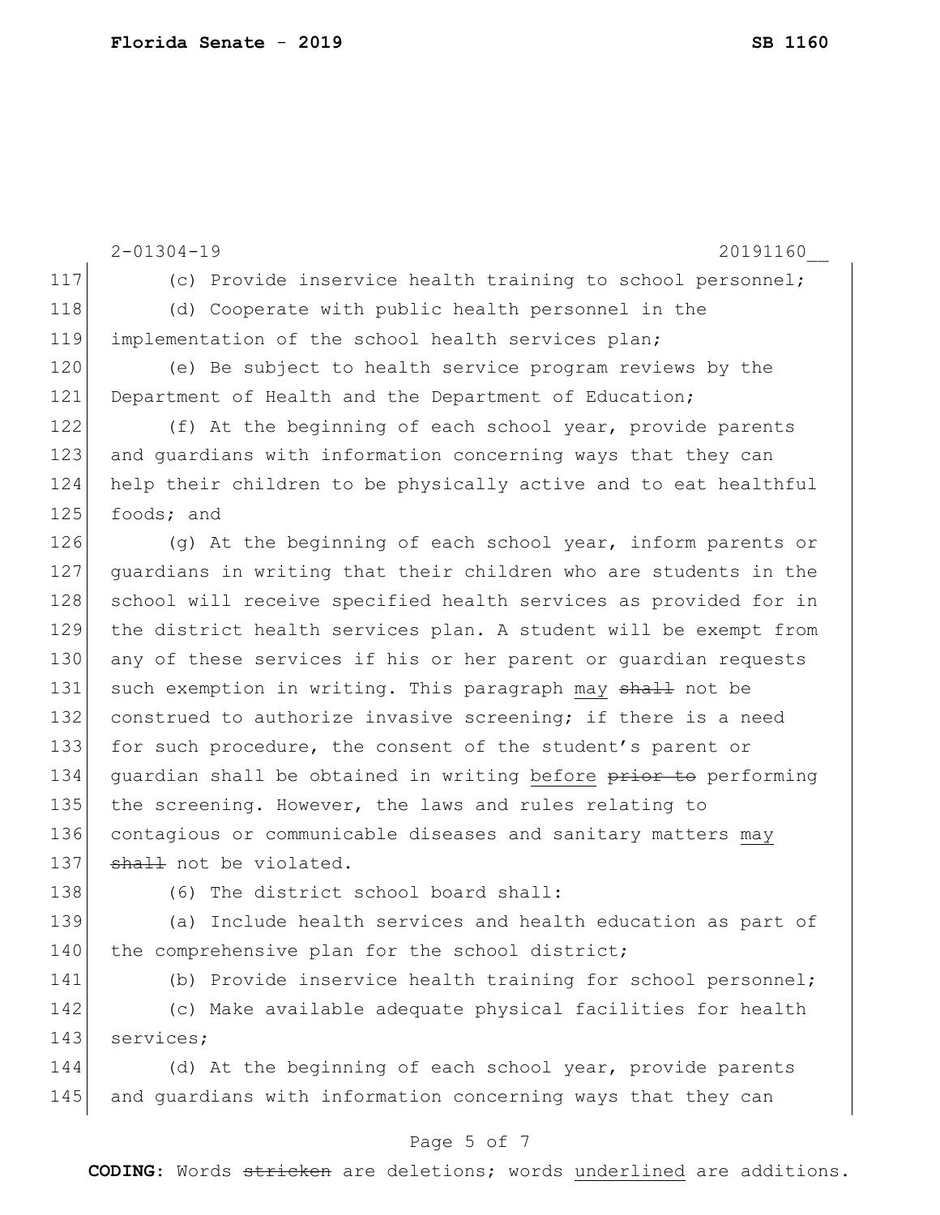2-01304-19 20191160__

(c) Provide inservice health training to school personnel;

(d) Cooperate with public health personnel in the implementation of the school health services plan;

(e) Be subject to health service program reviews by the Department of Health and the Department of Education;

(f) At the beginning of each school year, provide parents and guardians with information concerning ways that they can help their children to be physically active and to eat healthful foods; and

(g) At the beginning of each school year, inform parents or guardians in writing that their children who are students in the school will receive specified health services as provided for in the district health services plan. A student will be exempt from any of these services if his or her parent or guardian requests such exemption in writing. This paragraph <u>may</u> ~~shall~~ not be construed to authorize invasive screening; if there is a need for such procedure, the consent of the student's parent or guardian shall be obtained in writing <u>before</u> ~~prior to~~ performing the screening. However, the laws and rules relating to contagious or communicable diseases and sanitary matters <u>may</u> ~~shall~~ not be violated.

(6) The district school board shall:

(a) Include health services and health education as part of the comprehensive plan for the school district;

(b) Provide inservice health training for school personnel;

(c) Make available adequate physical facilities for health services;

(d) At the beginning of each school year, provide parents and guardians with information concerning ways that they can

**CODING:** Words ~~stricken~~ are deletions; words <u>underlined</u> are additions.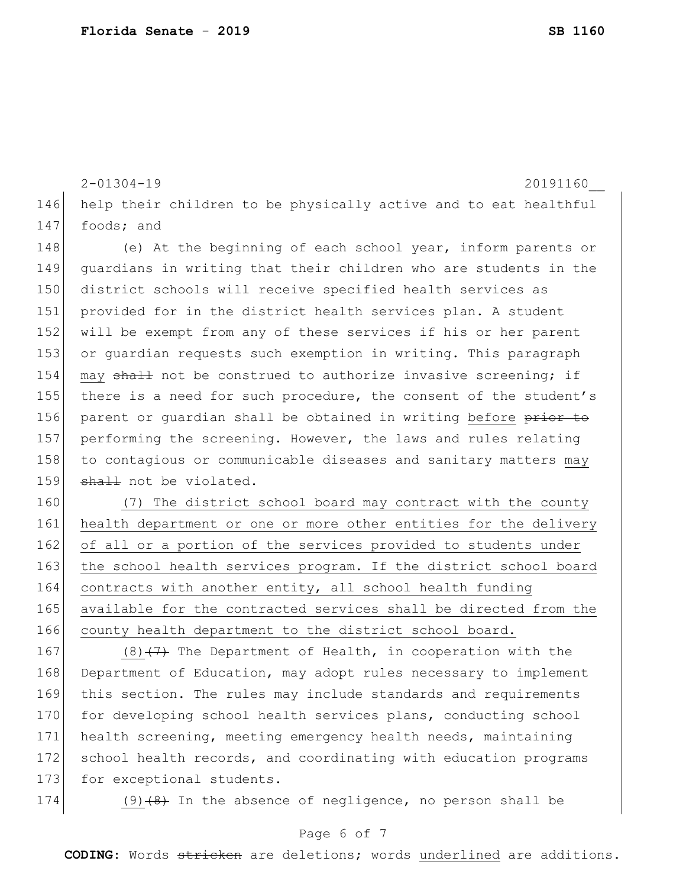help their children to be physically active and to eat healthful foods; and

(e) At the beginning of each school year, inform parents or guardians in writing that their children who are students in the district schools will receive specified health services as provided for in the district health services plan. A student will be exempt from any of these services if his or her parent or guardian requests such exemption in writing. This paragraph <u>may</u> ~~shall~~ not be construed to authorize invasive screening; if there is a need for such procedure, the consent of the student's parent or guardian shall be obtained in writing <u>before</u> ~~prior to~~ performing the screening. However, the laws and rules relating to contagious or communicable diseases and sanitary matters <u>may</u> ~~shall~~ not be violated.

<u>(7) The district school board may contract with the county health department or one or more other entities for the delivery of all or a portion of the services provided to students under the school health services program. If the district school board contracts with another entity, all school health funding available for the contracted services shall be directed from the county health department to the district school board.</u>

<u>(8)</u>~~(7)~~ The Department of Health, in cooperation with the Department of Education, may adopt rules necessary to implement this section. The rules may include standards and requirements for developing school health services plans, conducting school health screening, meeting emergency health needs, maintaining school health records, and coordinating with education programs for exceptional students.

<u>(9)</u>~~(8)~~ In the absence of negligence, no person shall be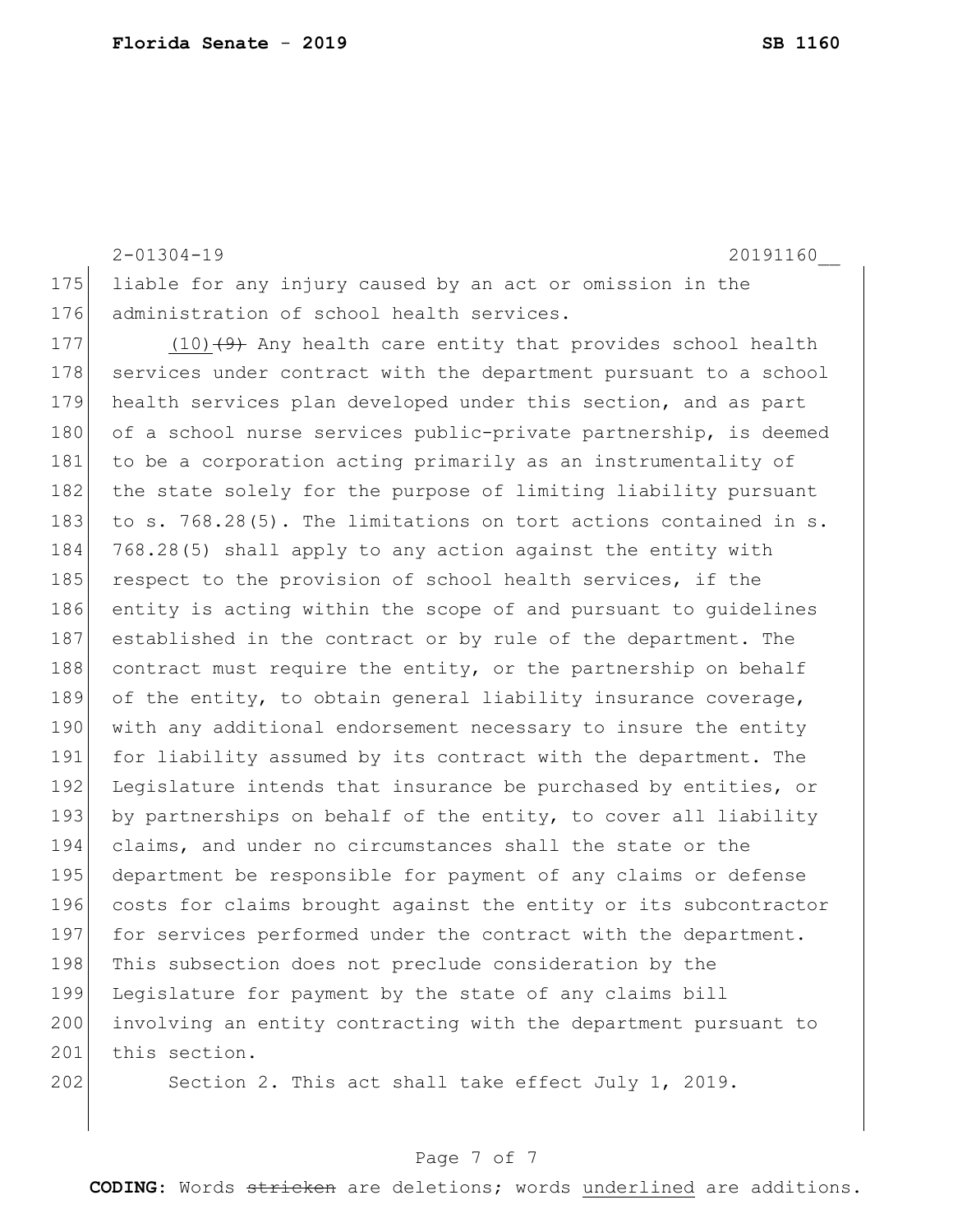liable for any injury caused by an act or omission in the administration of school health services.

(10)~~(9)~~ Any health care entity that provides school health services under contract with the department pursuant to a school health services plan developed under this section, and as part of a school nurse services public-private partnership, is deemed to be a corporation acting primarily as an instrumentality of the state solely for the purpose of limiting liability pursuant to s. 768.28(5). The limitations on tort actions contained in s. 768.28(5) shall apply to any action against the entity with respect to the provision of school health services, if the entity is acting within the scope of and pursuant to guidelines established in the contract or by rule of the department. The contract must require the entity, or the partnership on behalf of the entity, to obtain general liability insurance coverage, with any additional endorsement necessary to insure the entity for liability assumed by its contract with the department. The Legislature intends that insurance be purchased by entities, or by partnerships on behalf of the entity, to cover all liability claims, and under no circumstances shall the state or the department be responsible for payment of any claims or defense costs for claims brought against the entity or its subcontractor for services performed under the contract with the department. This subsection does not preclude consideration by the Legislature for payment by the state of any claims bill involving an entity contracting with the department pursuant to this section.

Section 2. This act shall take effect July 1, 2019.